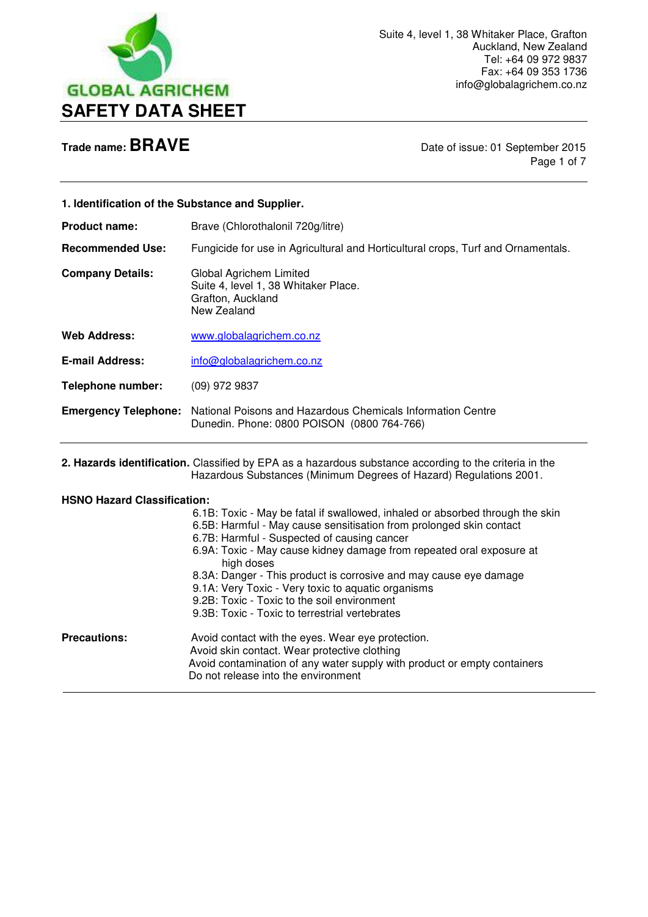GLOBAL AGRICHEM

Suite 4, level 1, 38 Whitaker Place, Grafton
Auckland, New Zealand
Tel: +64 09 972 9837
Fax: +64 09 353 1736
info@globalagrichem.co.nz

# SAFETY DATA SHEET

**Trade name: BRAVE**

Date of issue: 01 September 2015

## 1. Identification of the Substance and Supplier.

**Product name:** Brave (Chlorothalonil 720g/litre)

**Recommended Use:** Fungicide for use in Agricultural and Horticultural crops, Turf and Ornamentals.

**Company Details:** Global Agrichem Limited
Suite 4, level 1, 38 Whitaker Place.
Grafton, Auckland
New Zealand

**Web Address:** www.globalagrichem.co.nz

**E-mail Address:** info@globalagrichem.co.nz

**Telephone number:** (09) 972 9837

**Emergency Telephone:** National Poisons and Hazardous Chemicals Information Centre
Dunedin. Phone: 0800 POISON (0800 764-766)

## 2. Hazards identification.

Classified by EPA as a hazardous substance according to the criteria in the Hazardous Substances (Minimum Degrees of Hazard) Regulations 2001.

**HSNO Hazard Classification:**

- 6.1B: Toxic - May be fatal if swallowed, inhaled or absorbed through the skin
- 6.5B: Harmful - May cause sensitisation from prolonged skin contact
- 6.7B: Harmful - Suspected of causing cancer
- 6.9A: Toxic - May cause kidney damage from repeated oral exposure at high doses
- 8.3A: Danger - This product is corrosive and may cause eye damage
- 9.1A: Very Toxic - Very toxic to aquatic organisms
- 9.2B: Toxic - Toxic to the soil environment
- 9.3B: Toxic - Toxic to terrestrial vertebrates

**Precautions:**

Avoid contact with the eyes. Wear eye protection.
Avoid skin contact. Wear protective clothing
Avoid contamination of any water supply with product or empty containers
Do not release into the environment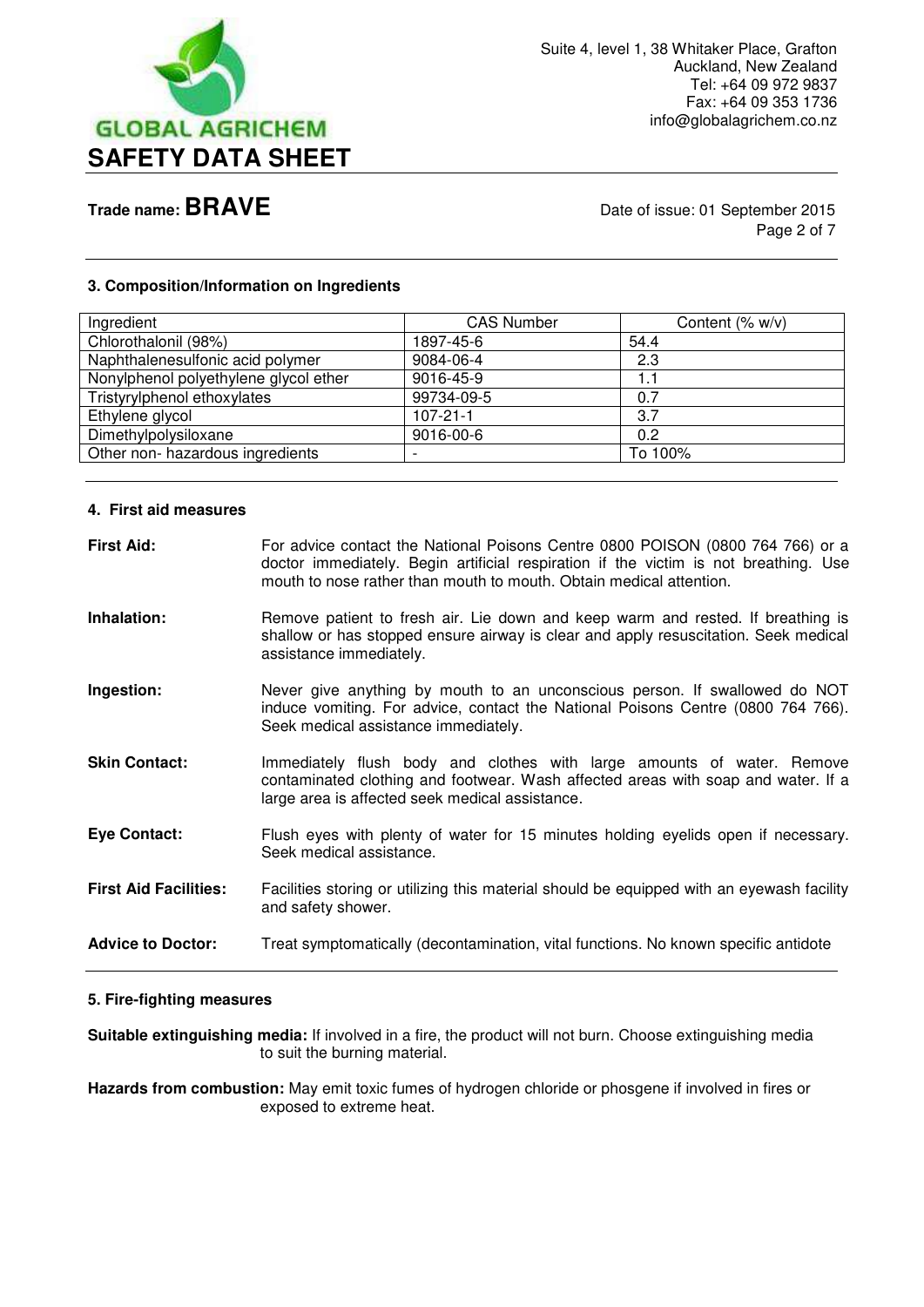### 3. Composition/Information on Ingredients

| Ingredient | CAS Number | Content (% w/v) |
|---|---|---|
| Chlorothalonil (98%) | 1897-45-6 | 54.4 |
| Naphthalenesulfonic acid polymer | 9084-06-4 | 2.3 |
| Nonylphenol polyethylene glycol ether | 9016-45-9 | 1.1 |
| Tristyrylphenol ethoxylates | 99734-09-5 | 0.7 |
| Ethylene glycol | 107-21-1 | 3.7 |
| Dimethylpolysiloxane | 9016-00-6 | 0.2 |
| Other non- hazardous ingredients | - | To 100% |

### 4. First aid measures

**First Aid:** For advice contact the National Poisons Centre 0800 POISON (0800 764 766) or a doctor immediately. Begin artificial respiration if the victim is not breathing. Use mouth to nose rather than mouth to mouth. Obtain medical attention.

**Inhalation:** Remove patient to fresh air. Lie down and keep warm and rested. If breathing is shallow or has stopped ensure airway is clear and apply resuscitation. Seek medical assistance immediately.

**Ingestion:** Never give anything by mouth to an unconscious person. If swallowed do NOT induce vomiting. For advice, contact the National Poisons Centre (0800 764 766). Seek medical assistance immediately.

**Skin Contact:** Immediately flush body and clothes with large amounts of water. Remove contaminated clothing and footwear. Wash affected areas with soap and water. If a large area is affected seek medical assistance.

**Eye Contact:** Flush eyes with plenty of water for 15 minutes holding eyelids open if necessary. Seek medical assistance.

**First Aid Facilities:** Facilities storing or utilizing this material should be equipped with an eyewash facility and safety shower.

**Advice to Doctor:** Treat symptomatically (decontamination, vital functions. No known specific antidote

### 5. Fire-fighting measures

**Suitable extinguishing media:** If involved in a fire, the product will not burn. Choose extinguishing media to suit the burning material.

**Hazards from combustion:** May emit toxic fumes of hydrogen chloride or phosgene if involved in fires or exposed to extreme heat.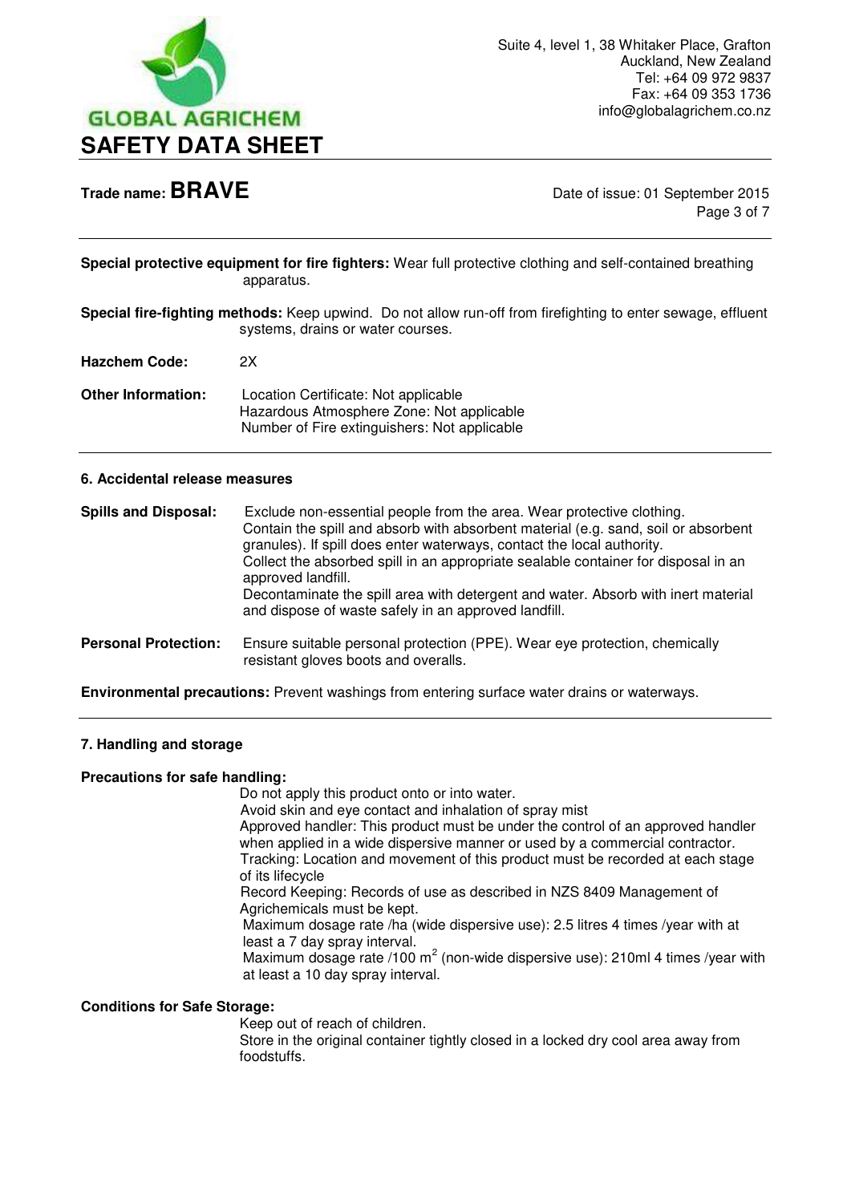**Special protective equipment for fire fighters:** Wear full protective clothing and self-contained breathing apparatus.

**Special fire-fighting methods:** Keep upwind. Do not allow run-off from firefighting to enter sewage, effluent systems, drains or water courses.

**Hazchem Code:** 2X

**Other Information:** Location Certificate: Not applicable
Hazardous Atmosphere Zone: Not applicable
Number of Fire extinguishers: Not applicable

## 6. Accidental release measures

**Spills and Disposal:** Exclude non-essential people from the area. Wear protective clothing.
Contain the spill and absorb with absorbent material (e.g. sand, soil or absorbent granules). If spill does enter waterways, contact the local authority.
Collect the absorbed spill in an appropriate sealable container for disposal in an approved landfill.
Decontaminate the spill area with detergent and water. Absorb with inert material and dispose of waste safely in an approved landfill.

**Personal Protection:** Ensure suitable personal protection (PPE). Wear eye protection, chemically resistant gloves boots and overalls.

**Environmental precautions:** Prevent washings from entering surface water drains or waterways.

## 7. Handling and storage

**Precautions for safe handling:**

Do not apply this product onto or into water.
Avoid skin and eye contact and inhalation of spray mist
Approved handler: This product must be under the control of an approved handler when applied in a wide dispersive manner or used by a commercial contractor.
Tracking: Location and movement of this product must be recorded at each stage of its lifecycle
Record Keeping: Records of use as described in NZS 8409 Management of Agrichemicals must be kept.
Maximum dosage rate /ha (wide dispersive use): 2.5 litres 4 times /year with at least a 7 day spray interval.
Maximum dosage rate /100 $m^2$ (non-wide dispersive use): 210ml 4 times /year with at least a 10 day spray interval.

**Conditions for Safe Storage:**

Keep out of reach of children.
Store in the original container tightly closed in a locked dry cool area away from foodstuffs.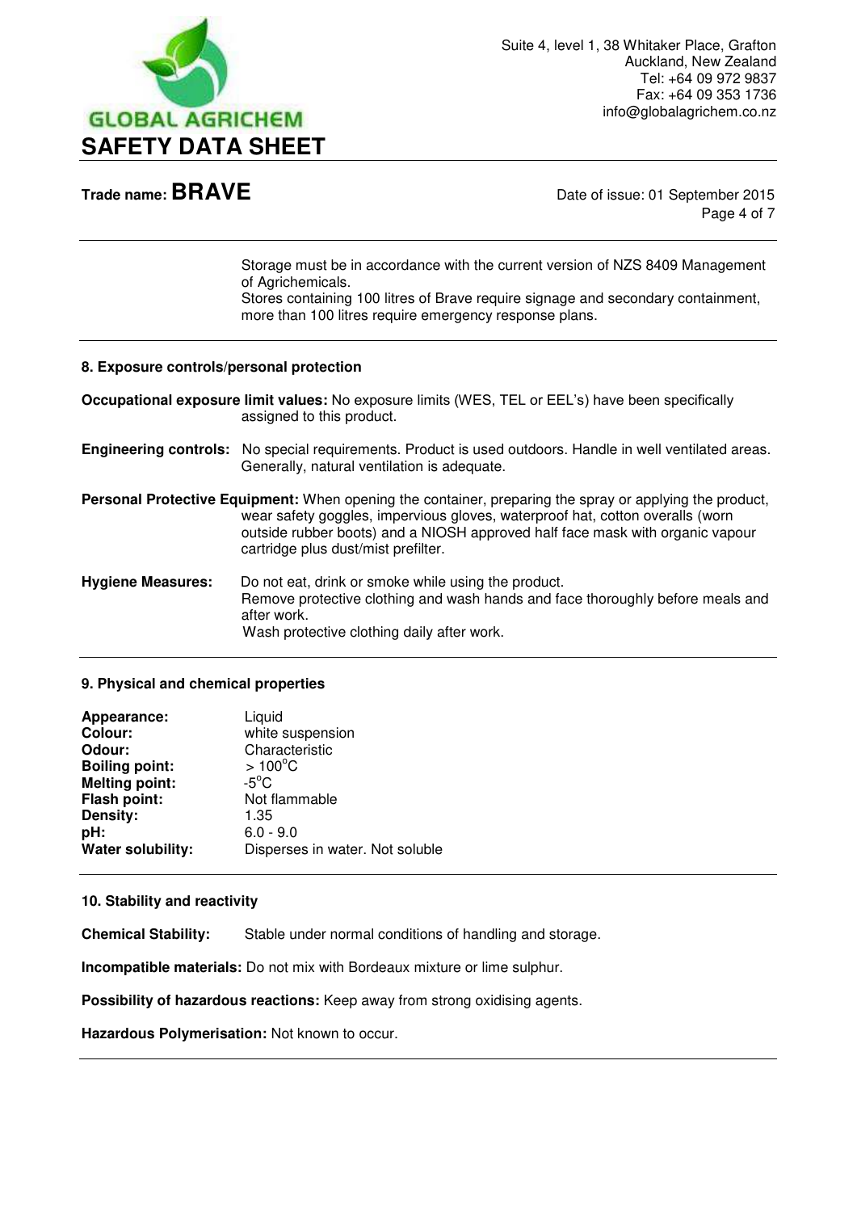Storage must be in accordance with the current version of NZS 8409 Management of Agrichemicals.
Stores containing 100 litres of Brave require signage and secondary containment, more than 100 litres require emergency response plans.

## 8. Exposure controls/personal protection

**Occupational exposure limit values:** No exposure limits (WES, TEL or EEL's) have been specifically assigned to this product.

**Engineering controls:** No special requirements. Product is used outdoors. Handle in well ventilated areas. Generally, natural ventilation is adequate.

**Personal Protective Equipment:** When opening the container, preparing the spray or applying the product, wear safety goggles, impervious gloves, waterproof hat, cotton overalls (worn outside rubber boots) and a NIOSH approved half face mask with organic vapour cartridge plus dust/mist prefilter.

**Hygiene Measures:** Do not eat, drink or smoke while using the product.
Remove protective clothing and wash hands and face thoroughly before meals and after work.
Wash protective clothing daily after work.

## 9. Physical and chemical properties

| | |
|---|---|
| **Appearance:** | Liquid |
| **Colour:** | white suspension |
| **Odour:** | Characteristic |
| **Boiling point:** | > 100°C |
| **Melting point:** | -5°C |
| **Flash point:** | Not flammable |
| **Density:** | 1.35 |
| **pH:** | 6.0 - 9.0 |
| **Water solubility:** | Disperses in water. Not soluble |

## 10. Stability and reactivity

**Chemical Stability:** Stable under normal conditions of handling and storage.

**Incompatible materials:** Do not mix with Bordeaux mixture or lime sulphur.

**Possibility of hazardous reactions:** Keep away from strong oxidising agents.

**Hazardous Polymerisation:** Not known to occur.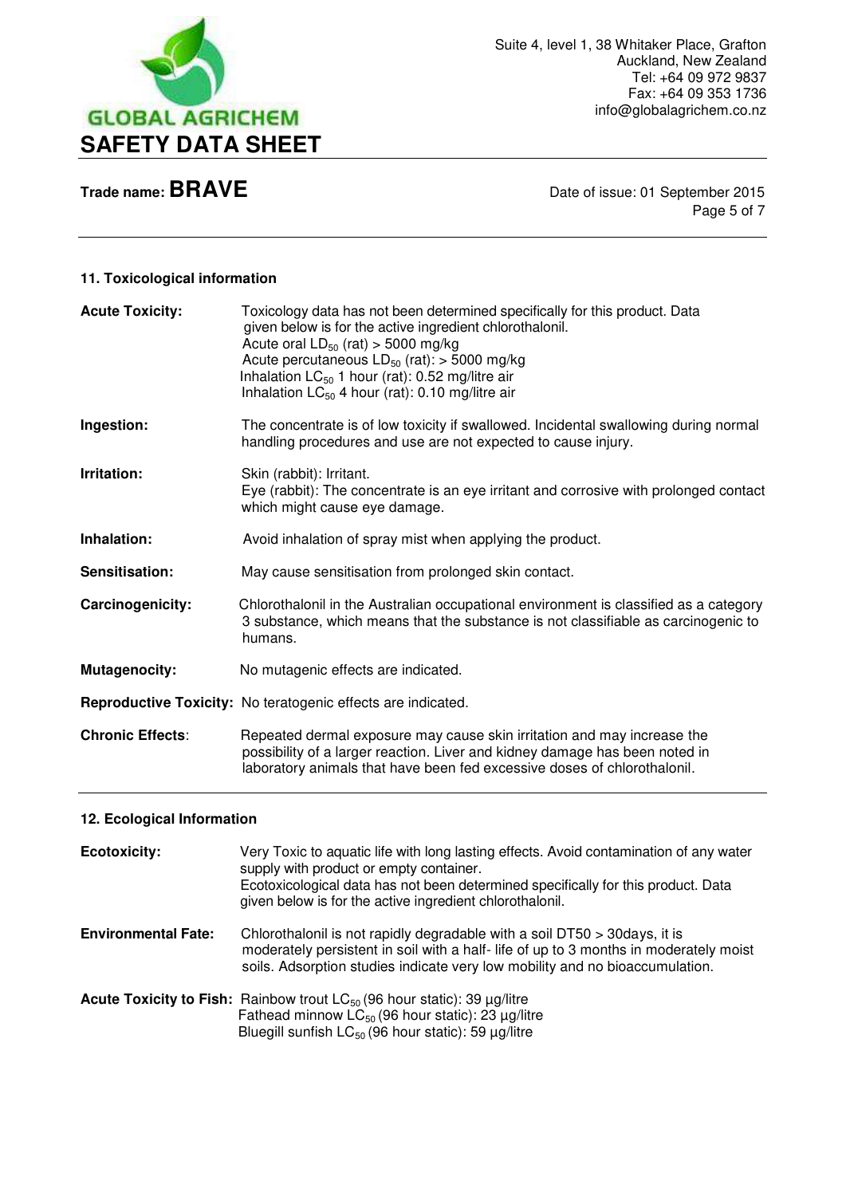## 11. Toxicological information

**Acute Toxicity:** Toxicology data has not been determined specifically for this product. Data given below is for the active ingredient chlorothalonil.
Acute oral $LD_{50}$ (rat) > 5000 mg/kg
Acute percutaneous $LD_{50}$ (rat): > 5000 mg/kg
Inhalation $LC_{50}$ 1 hour (rat): 0.52 mg/litre air
Inhalation $LC_{50}$ 4 hour (rat): 0.10 mg/litre air

**Ingestion:** The concentrate is of low toxicity if swallowed. Incidental swallowing during normal handling procedures and use are not expected to cause injury.

**Irritation:** Skin (rabbit): Irritant.
Eye (rabbit): The concentrate is an eye irritant and corrosive with prolonged contact which might cause eye damage.

**Inhalation:** Avoid inhalation of spray mist when applying the product.

**Sensitisation:** May cause sensitisation from prolonged skin contact.

**Carcinogenicity:** Chlorothalonil in the Australian occupational environment is classified as a category 3 substance, which means that the substance is not classifiable as carcinogenic to humans.

**Mutagenocity:** No mutagenic effects are indicated.

**Reproductive Toxicity:** No teratogenic effects are indicated.

**Chronic Effects**: Repeated dermal exposure may cause skin irritation and may increase the possibility of a larger reaction. Liver and kidney damage has been noted in laboratory animals that have been fed excessive doses of chlorothalonil.

## 12. Ecological Information

**Ecotoxicity:** Very Toxic to aquatic life with long lasting effects. Avoid contamination of any water supply with product or empty container.
Ecotoxicological data has not been determined specifically for this product. Data given below is for the active ingredient chlorothalonil.

**Environmental Fate:** Chlorothalonil is not rapidly degradable with a soil DT50 > 30days, it is moderately persistent in soil with a half- life of up to 3 months in moderately moist soils. Adsorption studies indicate very low mobility and no bioaccumulation.

**Acute Toxicity to Fish:** Rainbow trout $LC_{50}$ (96 hour static): 39 µg/litre
Fathead minnow $LC_{50}$ (96 hour static): 23 µg/litre
Bluegill sunfish $LC_{50}$ (96 hour static): 59 µg/litre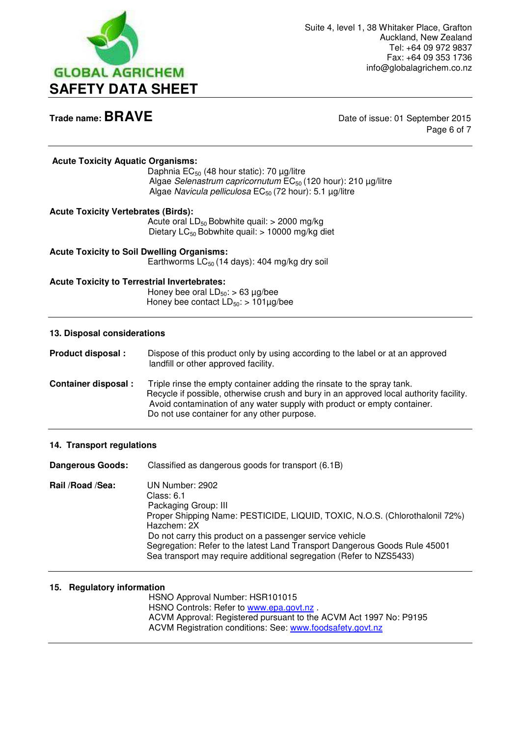**Acute Toxicity Aquatic Organisms:**

Daphnia $EC_{50}$ (48 hour static): 70 µg/litre
Algae *Selenastrum capricornutum* $EC_{50}$ (120 hour): 210 µg/litre
Algae *Navicula pelliculosa* $EC_{50}$ (72 hour): 5.1 µg/litre

**Acute Toxicity Vertebrates (Birds):**

Acute oral $LD_{50}$ Bobwhite quail: > 2000 mg/kg
Dietary $LC_{50}$ Bobwhite quail: > 10000 mg/kg diet

**Acute Toxicity to Soil Dwelling Organisms:**

Earthworms $LC_{50}$ (14 days): 404 mg/kg dry soil

**Acute Toxicity to Terrestrial Invertebrates:**

Honey bee oral $LD_{50}$: > 63 µg/bee
Honey bee contact $LD_{50}$: > 101µg/bee

## 13. Disposal considerations

**Product disposal :** Dispose of this product only by using according to the label or at an approved landfill or other approved facility.

**Container disposal :** Triple rinse the empty container adding the rinsate to the spray tank.
Recycle if possible, otherwise crush and bury in an approved local authority facility.
Avoid contamination of any water supply with product or empty container.
Do not use container for any other purpose.

## 14. Transport regulations

**Dangerous Goods:** Classified as dangerous goods for transport (6.1B)

**Rail /Road /Sea:**
UN Number: 2902
Class: 6.1
Packaging Group: III
Proper Shipping Name: PESTICIDE, LIQUID, TOXIC, N.O.S. (Chlorothalonil 72%)
Hazchem: 2X
Do not carry this product on a passenger service vehicle
Segregation: Refer to the latest Land Transport Dangerous Goods Rule 45001
Sea transport may require additional segregation (Refer to NZS5433)

## 15. Regulatory information

HSNO Approval Number: HSR101015
HSNO Controls: Refer to www.epa.govt.nz .
ACVM Approval: Registered pursuant to the ACVM Act 1997 No: P9195
ACVM Registration conditions: See: www.foodsafety.govt.nz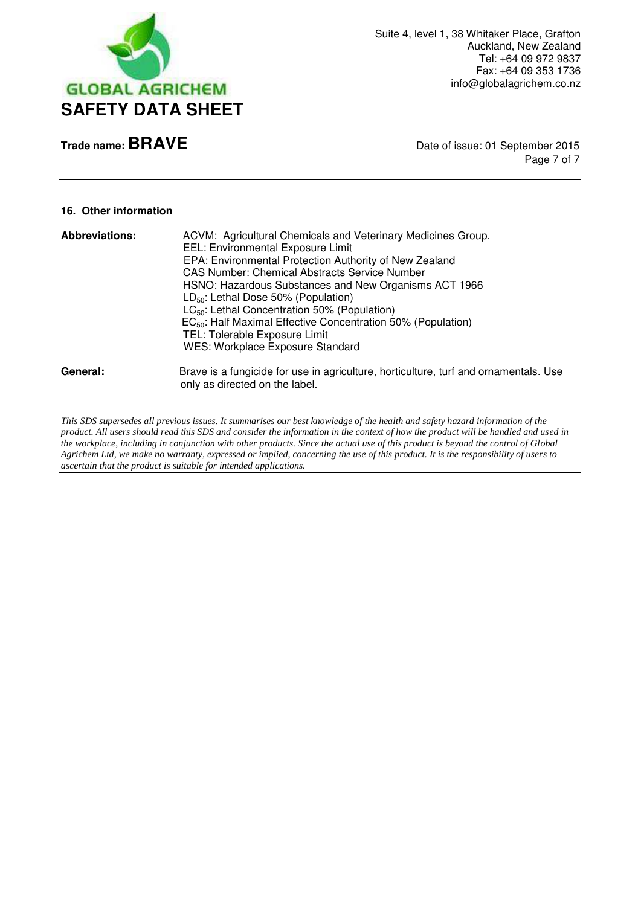## 16. Other information

**Abbreviations:**

ACVM: Agricultural Chemicals and Veterinary Medicines Group.
EEL: Environmental Exposure Limit
EPA: Environmental Protection Authority of New Zealand
CAS Number: Chemical Abstracts Service Number
HSNO: Hazardous Substances and New Organisms ACT 1966
$LD_{50}$: Lethal Dose 50% (Population)
$LC_{50}$: Lethal Concentration 50% (Population)
$EC_{50}$: Half Maximal Effective Concentration 50% (Population)
TEL: Tolerable Exposure Limit
WES: Workplace Exposure Standard

**General:** Brave is a fungicide for use in agriculture, horticulture, turf and ornamentals. Use only as directed on the label.

*This SDS supersedes all previous issues. It summarises our best knowledge of the health and safety hazard information of the product. All users should read this SDS and consider the information in the context of how the product will be handled and used in the workplace, including in conjunction with other products. Since the actual use of this product is beyond the control of Global Agrichem Ltd, we make no warranty, expressed or implied, concerning the use of this product. It is the responsibility of users to ascertain that the product is suitable for intended applications.*